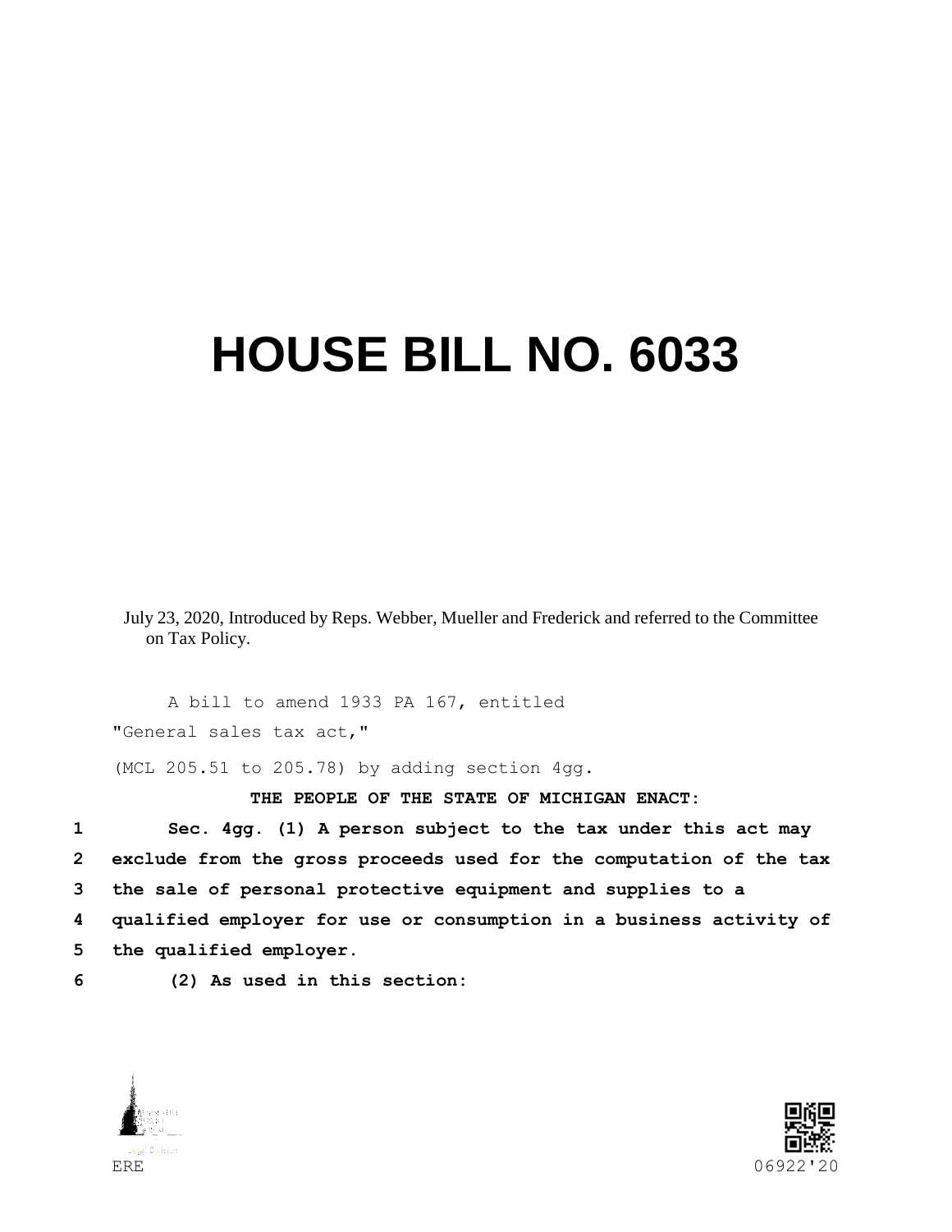# HOUSE BILL NO. 6033

July 23, 2020, Introduced by Reps. Webber, Mueller and Frederick and referred to the Committee on Tax Policy.

A bill to amend 1933 PA 167, entitled

"General sales tax act,"

(MCL 205.51 to 205.78) by adding section 4gg.

**THE PEOPLE OF THE STATE OF MICHIGAN ENACT:**

**Sec. 4gg. (1) A person subject to the tax under this act may exclude from the gross proceeds used for the computation of the tax the sale of personal protective equipment and supplies to a qualified employer for use or consumption in a business activity of the qualified employer.**

**(2) As used in this section:**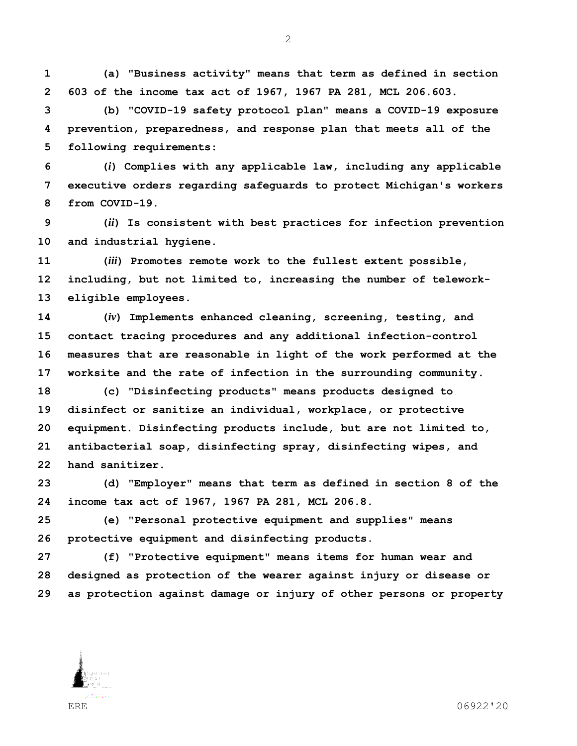**(a) "Business activity" means that term as defined in section 603 of the income tax act of 1967, 1967 PA 281, MCL 206.603.**

**(b) "COVID-19 safety protocol plan" means a COVID-19 exposure prevention, preparedness, and response plan that meets all of the following requirements:**

**(*i*) Complies with any applicable law, including any applicable executive orders regarding safeguards to protect Michigan's workers from COVID-19.**

**(*ii*) Is consistent with best practices for infection prevention and industrial hygiene.**

**(*iii*) Promotes remote work to the fullest extent possible, including, but not limited to, increasing the number of telework-eligible employees.**

**(*iv*) Implements enhanced cleaning, screening, testing, and contact tracing procedures and any additional infection-control measures that are reasonable in light of the work performed at the worksite and the rate of infection in the surrounding community.**

**(c) "Disinfecting products" means products designed to disinfect or sanitize an individual, workplace, or protective equipment. Disinfecting products include, but are not limited to, antibacterial soap, disinfecting spray, disinfecting wipes, and hand sanitizer.**

**(d) "Employer" means that term as defined in section 8 of the income tax act of 1967, 1967 PA 281, MCL 206.8.**

**(e) "Personal protective equipment and supplies" means protective equipment and disinfecting products.**

**(f) "Protective equipment" means items for human wear and designed as protection of the wearer against injury or disease or as protection against damage or injury of other persons or property**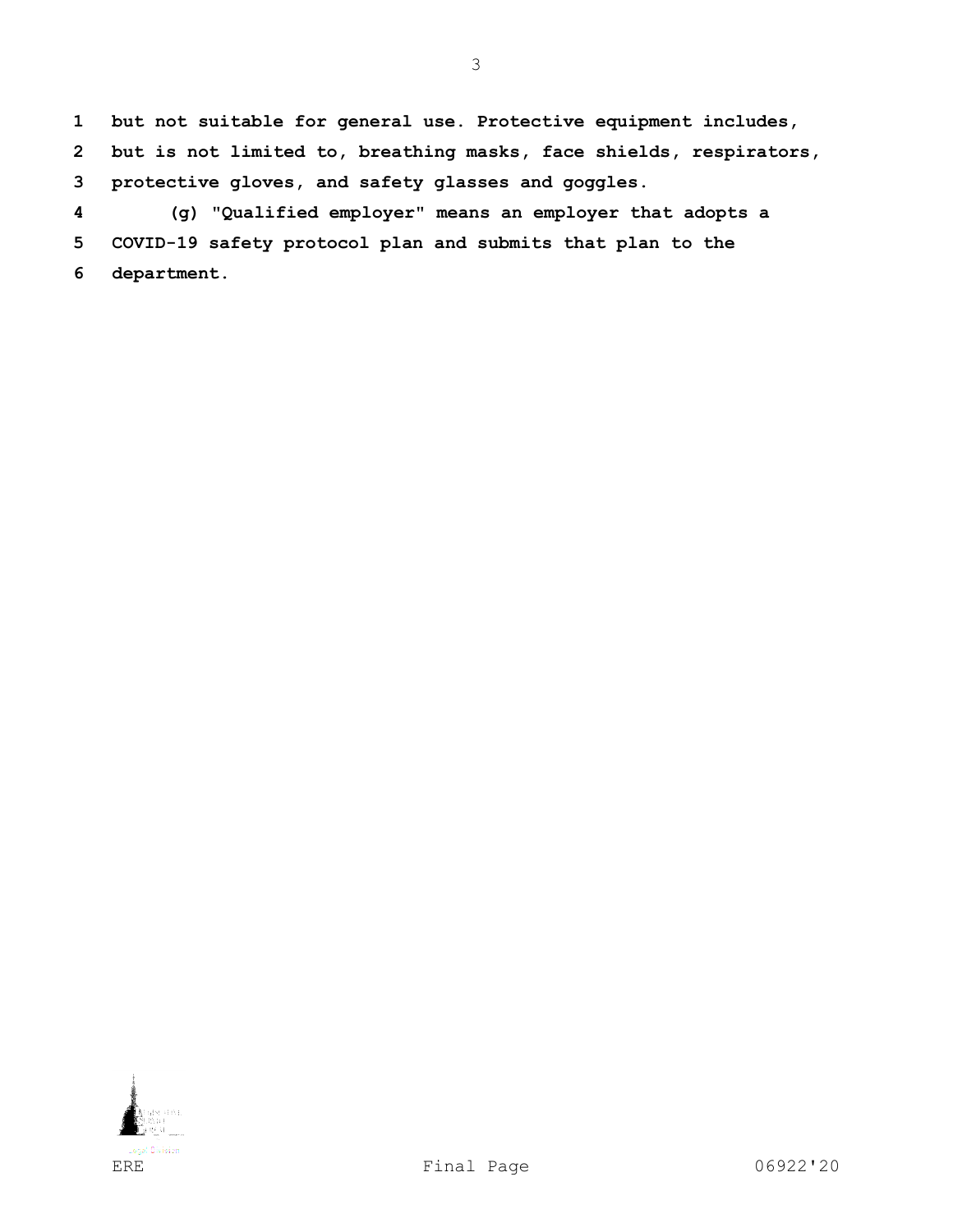**but not suitable for general use. Protective equipment includes, but is not limited to, breathing masks, face shields, respirators, protective gloves, and safety glasses and goggles.**

**(g) "Qualified employer" means an employer that adopts a COVID-19 safety protocol plan and submits that plan to the department.**